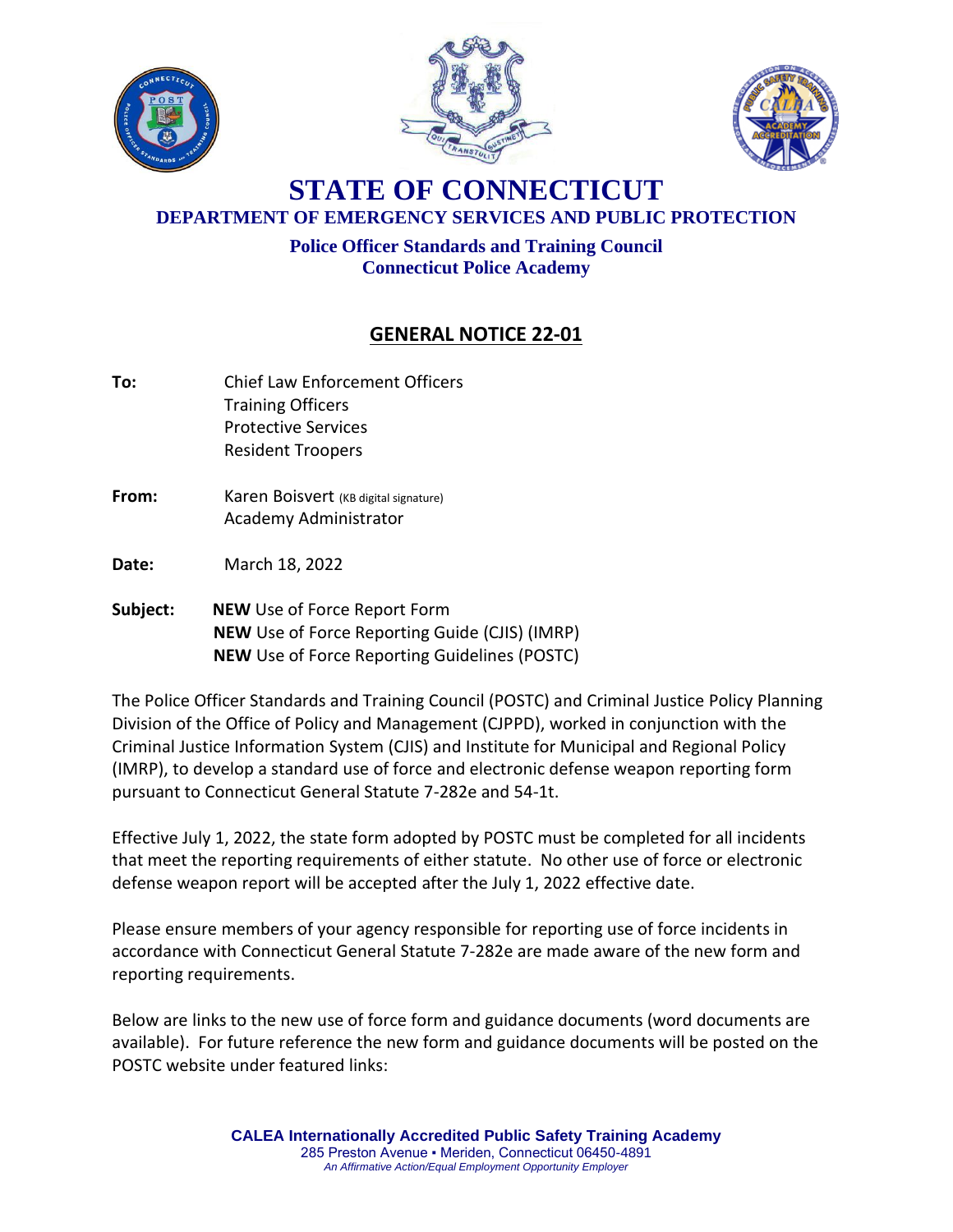# STATE OF CONNECTICUT

## DEPARTMENT OF EMERGENCY SERVICES AND PUBLIC PROTECTION

### Police Officer Standards and Training Council
### Connecticut Police Academy

## GENERAL NOTICE 22-01

**To:** Chief Law Enforcement Officers
Training Officers
Protective Services
Resident Troopers

**From:** Karen Boisvert (KB digital signature)
Academy Administrator

**Date:** March 18, 2022

**Subject:** **NEW** Use of Force Report Form
**NEW** Use of Force Reporting Guide (CJIS) (IMRP)
**NEW** Use of Force Reporting Guidelines (POSTC)

The Police Officer Standards and Training Council (POSTC) and Criminal Justice Policy Planning Division of the Office of Policy and Management (CJPPD), worked in conjunction with the Criminal Justice Information System (CJIS) and Institute for Municipal and Regional Policy (IMRP), to develop a standard use of force and electronic defense weapon reporting form pursuant to Connecticut General Statute 7-282e and 54-1t.

Effective July 1, 2022, the state form adopted by POSTC must be completed for all incidents that meet the reporting requirements of either statute. No other use of force or electronic defense weapon report will be accepted after the July 1, 2022 effective date.

Please ensure members of your agency responsible for reporting use of force incidents in accordance with Connecticut General Statute 7-282e are made aware of the new form and reporting requirements.

Below are links to the new use of force form and guidance documents (word documents are available). For future reference the new form and guidance documents will be posted on the POSTC website under featured links:

**CALEA Internationally Accredited Public Safety Training Academy**
285 Preston Avenue ▪ Meriden, Connecticut 06450-4891
*An Affirmative Action/Equal Employment Opportunity Employer*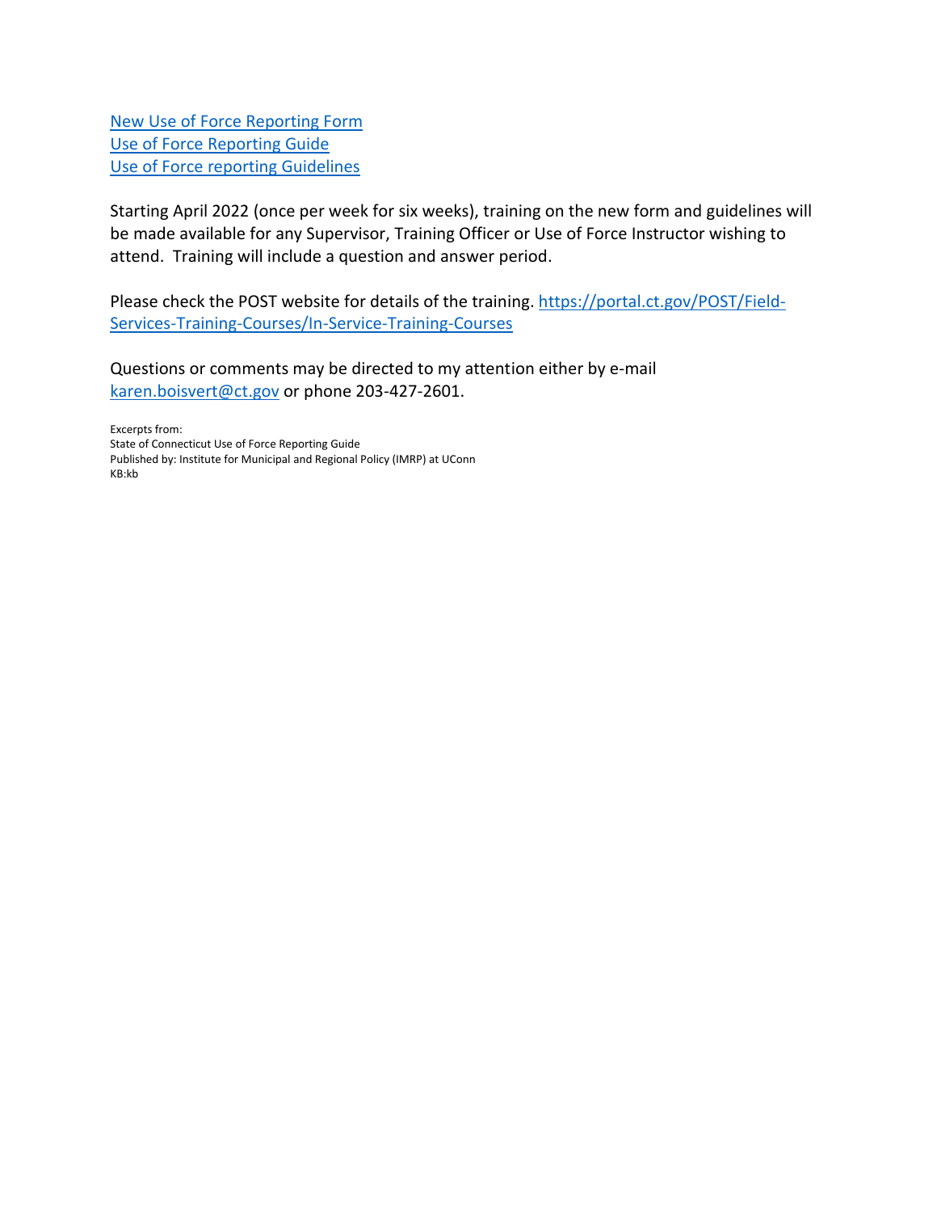[New Use of Force Reporting Form]
[Use of Force Reporting Guide]
[Use of Force reporting Guidelines]

Starting April 2022 (once per week for six weeks), training on the new form and guidelines will be made available for any Supervisor, Training Officer or Use of Force Instructor wishing to attend. Training will include a question and answer period.

Please check the POST website for details of the training. https://portal.ct.gov/POST/Field-Services-Training-Courses/In-Service-Training-Courses

Questions or comments may be directed to my attention either by e-mail karen.boisvert@ct.gov or phone 203-427-2601.

Excerpts from:
State of Connecticut Use of Force Reporting Guide
Published by: Institute for Municipal and Regional Policy (IMRP) at UConn
KB:kb